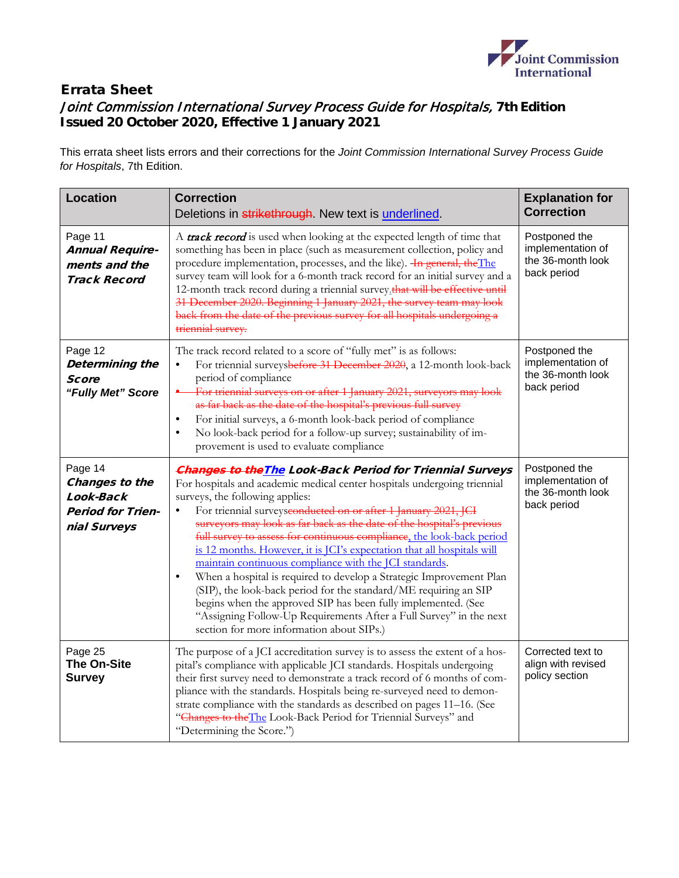## Errata Sheet

### *Joint Commission International Survey Process Guide for Hospitals,* 7th Edition
### Issued 20 October 2020, Effective 1 January 2021

This errata sheet lists errors and their corrections for the *Joint Commission International Survey Process Guide for Hospitals*, 7th Edition.

| Location | Correction<br>Deletions in ~~strikethrough~~. New text is <u>underlined</u>. | Explanation for Correction |
|---|---|---|
| Page 11<br>***Annual Requirements and the Track Record*** | A ***track record*** is used when looking at the expected length of time that something has been in place (such as measurement collection, policy and procedure implementation, processes, and the like). ~~In general, the~~<u>The</u> survey team will look for a 6-month track record for an initial survey and a 12-month track record during a triennial survey.~~that will be effective until 31 December 2020. Beginning 1 January 2021, the survey team may look back from the date of the previous survey for all hospitals undergoing a triennial survey.~~ | Postponed the implementation of the 36-month look back period |
| Page 12<br>***Determining the Score "Fully Met" Score*** | The track record related to a score of "fully met" is as follows:<br>• For triennial surveys~~before 31 December 2020~~, a 12-month look-back period of compliance<br>• ~~For triennial surveys on or after 1 January 2021, surveyors may look as far back as the date of the hospital's previous full survey~~<br>• For initial surveys, a 6-month look-back period of compliance<br>• No look-back period for a follow-up survey; sustainability of improvement is used to evaluate compliance | Postponed the implementation of the 36-month look back period |
| Page 14<br>***Changes to the Look-Back Period for Triennial Surveys*** | ***~~Changes to the~~<u>The</u> Look-Back Period for Triennial Surveys***<br>For hospitals and academic medical center hospitals undergoing triennial surveys, the following applies:<br>• For triennial surveys~~conducted on or after 1 January 2021, JCI surveyors may look as far back as the date of the hospital's previous full survey to assess for continuous compliance~~<u>, the look-back period is 12 months. However, it is JCI's expectation that all hospitals will maintain continuous compliance with the JCI standards</u>.<br>• When a hospital is required to develop a Strategic Improvement Plan (SIP), the look-back period for the standard/ME requiring an SIP begins when the approved SIP has been fully implemented. (See "Assigning Follow-Up Requirements After a Full Survey" in the next section for more information about SIPs.) | Postponed the implementation of the 36-month look back period |
| Page 25<br>**The On-Site Survey** | The purpose of a JCI accreditation survey is to assess the extent of a hospital's compliance with applicable JCI standards. Hospitals undergoing their first survey need to demonstrate a track record of 6 months of compliance with the standards. Hospitals being re-surveyed need to demonstrate compliance with the standards as described on pages 11–16. (See "~~Changes to the~~<u>The</u> Look-Back Period for Triennial Surveys" and "Determining the Score.") | Corrected text to align with revised policy section |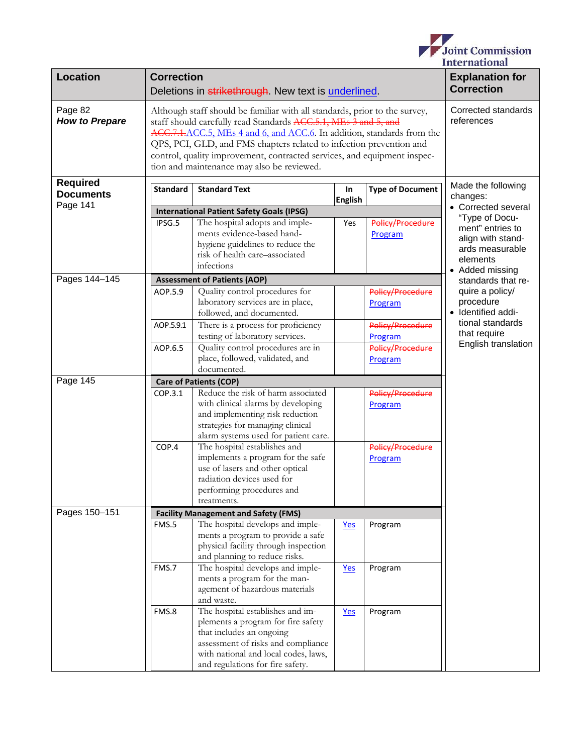| Location | Correction<br>Deletions in ~~strikethrough~~. New text is <u>underlined</u>. | Explanation for Correction |
|---|---|---|
| Page 82<br>***How to Prepare*** | Although staff should be familiar with all standards, prior to the survey, staff should carefully read Standards ~~ACC.5.1, MEs 3 and 5, and ACC.7.1.~~<u>ACC.5, MEs 4 and 6, and ACC.6</u>. In addition, standards from the QPS, PCI, GLD, and FMS chapters related to infection prevention and control, quality improvement, contracted services, and equipment inspection and maintenance may also be reviewed. | Corrected standards references |

**Required Documents**
Page 141, Pages 144–145, Page 145, Pages 150–151

| Location | Standard | Standard Text | In English | Type of Document |
|---|---|---|---|---|
| | **International Patient Safety Goals (IPSG)** | | | |
| Page 141 | IPSG.5 | The hospital adopts and implements evidence-based hand-hygiene guidelines to reduce the risk of health care–associated infections | Yes | ~~Policy/Procedure~~ <u>Program</u> |
| Pages 144–145 | **Assessment of Patients (AOP)** | | | |
| | AOP.5.9 | Quality control procedures for laboratory services are in place, followed, and documented. | | ~~Policy/Procedure~~ <u>Program</u> |
| | AOP.5.9.1 | There is a process for proficiency testing of laboratory services. | | ~~Policy/Procedure~~ <u>Program</u> |
| | AOP.6.5 | Quality control procedures are in place, followed, validated, and documented. | | ~~Policy/Procedure~~ <u>Program</u> |
| Page 145 | **Care of Patients (COP)** | | | |
| | COP.3.1 | Reduce the risk of harm associated with clinical alarms by developing and implementing risk reduction strategies for managing clinical alarm systems used for patient care. | | ~~Policy/Procedure~~ <u>Program</u> |
| | COP.4 | The hospital establishes and implements a program for the safe use of lasers and other optical radiation devices used for performing procedures and treatments. | | ~~Policy/Procedure~~ <u>Program</u> |
| Pages 150–151 | **Facility Management and Safety (FMS)** | | | |
| | FMS.5 | The hospital develops and implements a program to provide a safe physical facility through inspection and planning to reduce risks. | <u>Yes</u> | Program |
| | FMS.7 | The hospital develops and implements a program for the management of hazardous materials and waste. | <u>Yes</u> | Program |
| | FMS.8 | The hospital establishes and implements a program for fire safety that includes an ongoing assessment of risks and compliance with national and local codes, laws, and regulations for fire safety. | <u>Yes</u> | Program |

**Explanation for Correction:** Made the following changes:

- Corrected several "Type of Document" entries to align with standards measurable elements
- Added missing standards that require a policy/procedure
- Identified additional standards that require English translation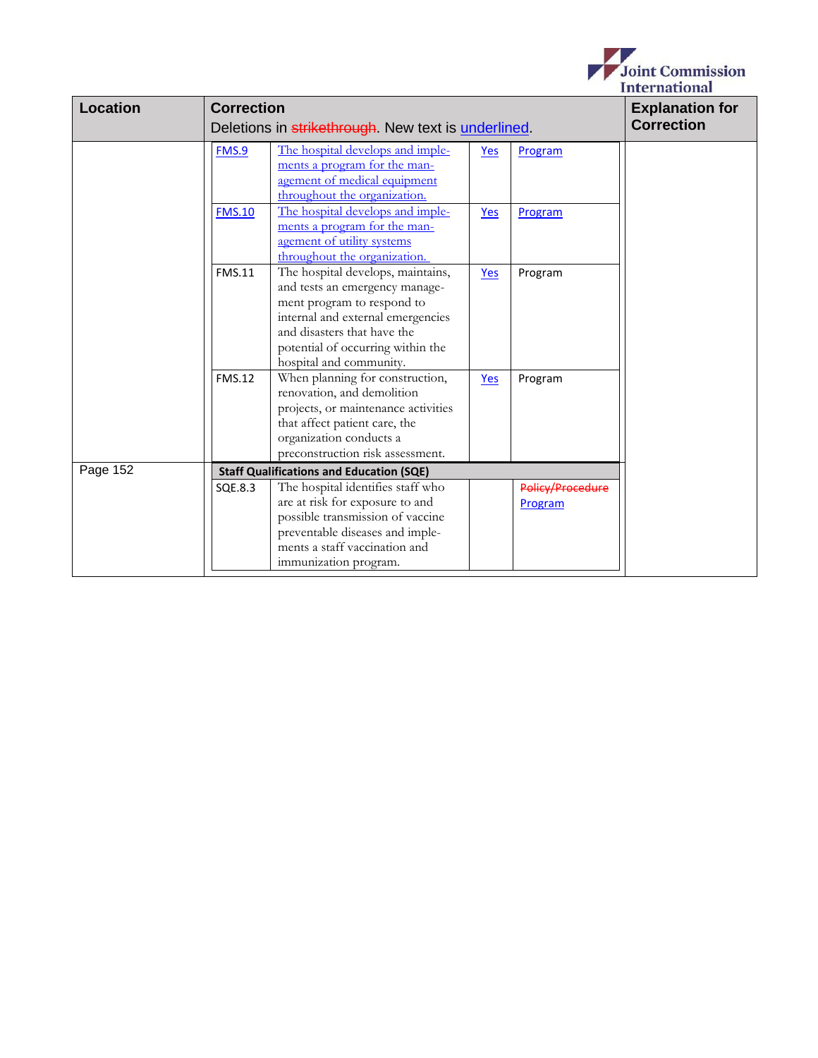| Location | Correction<br>Deletions in ~~strikethrough~~. New text is <u>underlined</u>. | | | | Explanation for Correction |
|---|---|---|---|---|---|
| | <u>FMS.9</u> | <u>The hospital develops and implements a program for the management of medical equipment throughout the organization.</u> | <u>Yes</u> | <u>Program</u> | |
| | <u>FMS.10</u> | <u>The hospital develops and implements a program for the management of utility systems throughout the organization.</u> | <u>Yes</u> | <u>Program</u> | |
| | FMS.11 | The hospital develops, maintains, and tests an emergency management program to respond to internal and external emergencies and disasters that have the potential of occurring within the hospital and community. | <u>Yes</u> | Program | |
| | FMS.12 | When planning for construction, renovation, and demolition projects, or maintenance activities that affect patient care, the organization conducts a preconstruction risk assessment. | <u>Yes</u> | Program | |
| Page 152 | **Staff Qualifications and Education (SQE)** | | | | |
| | SQE.8.3 | The hospital identifies staff who are at risk for exposure to and possible transmission of vaccine preventable diseases and implements a staff vaccination and immunization program. | | ~~Policy/Procedure~~ <u>Program</u> | |